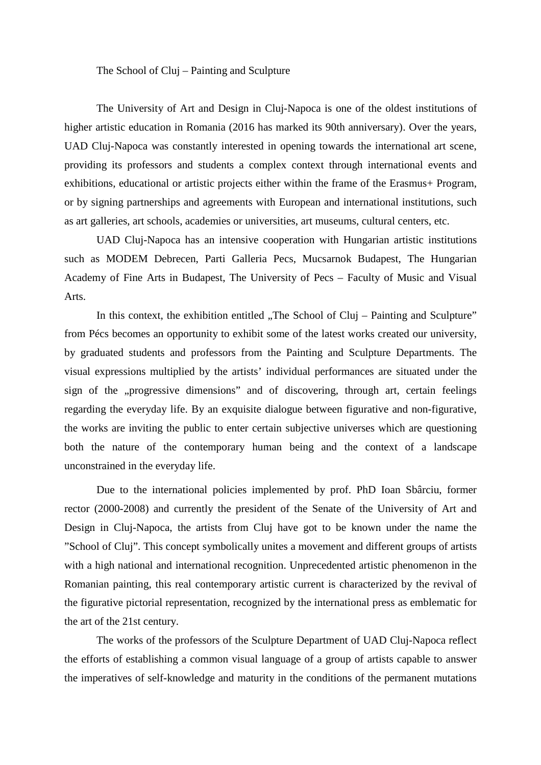# The School of Cluj – Painting and Sculpture

The University of Art and Design in Cluj-Napoca is one of the oldest institutions of higher artistic education in Romania (2016 has marked its 90th anniversary). Over the years, UAD Cluj-Napoca was constantly interested in opening towards the international art scene, providing its professors and students a complex context through international events and exhibitions, educational or artistic projects either within the frame of the Erasmus+ Program, or by signing partnerships and agreements with European and international institutions, such as art galleries, art schools, academies or universities, art museums, cultural centers, etc.

UAD Cluj-Napoca has an intensive cooperation with Hungarian artistic institutions such as MODEM Debrecen, Parti Galleria Pecs, Mucsarnok Budapest, The Hungarian Academy of Fine Arts in Budapest, The University of Pecs – Faculty of Music and Visual Arts.

In this context, the exhibition entitled „The School of Cluj – Painting and Sculpture" from Pécs becomes an opportunity to exhibit some of the latest works created our university, by graduated students and professors from the Painting and Sculpture Departments. The visual expressions multiplied by the artists' individual performances are situated under the sign of the „progressive dimensions" and of discovering, through art, certain feelings regarding the everyday life. By an exquisite dialogue between figurative and non-figurative, the works are inviting the public to enter certain subjective universes which are questioning both the nature of the contemporary human being and the context of a landscape unconstrained in the everyday life.

Due to the international policies implemented by prof. PhD Ioan Sbârciu, former rector (2000-2008) and currently the president of the Senate of the University of Art and Design in Cluj-Napoca, the artists from Cluj have got to be known under the name the "School of Cluj". This concept symbolically unites a movement and different groups of artists with a high national and international recognition. Unprecedented artistic phenomenon in the Romanian painting, this real contemporary artistic current is characterized by the revival of the figurative pictorial representation, recognized by the international press as emblematic for the art of the 21st century.

The works of the professors of the Sculpture Department of UAD Cluj-Napoca reflect the efforts of establishing a common visual language of a group of artists capable to answer the imperatives of self-knowledge and maturity in the conditions of the permanent mutations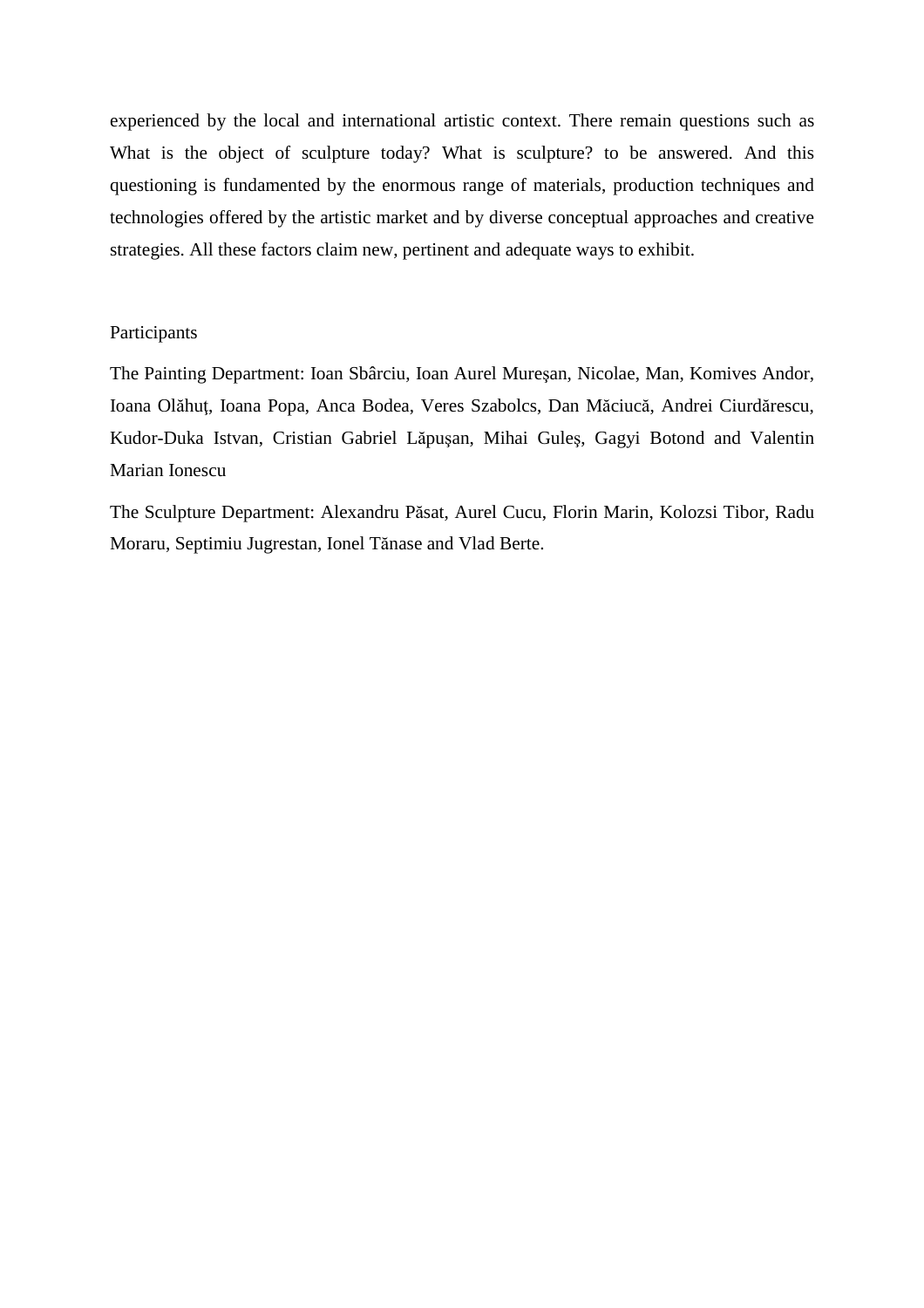experienced by the local and international artistic context. There remain questions such as What is the object of sculpture today? What is sculpture? to be answered. And this questioning is fundamented by the enormous range of materials, production techniques and technologies offered by the artistic market and by diverse conceptual approaches and creative strategies. All these factors claim new, pertinent and adequate ways to exhibit.

Participants

The Painting Department: Ioan Sbârciu, Ioan Aurel Mureşan, Nicolae, Man, Komives Andor, Ioana Olăhuţ, Ioana Popa, Anca Bodea, Veres Szabolcs, Dan Măciucă, Andrei Ciurdărescu, Kudor-Duka Istvan, Cristian Gabriel Lăpuşan, Mihai Guleș, Gagyi Botond and Valentin Marian Ionescu

The Sculpture Department: Alexandru Păsat, Aurel Cucu, Florin Marin, Kolozsi Tibor, Radu Moraru, Septimiu Jugrestan, Ionel Tănase and Vlad Berte.